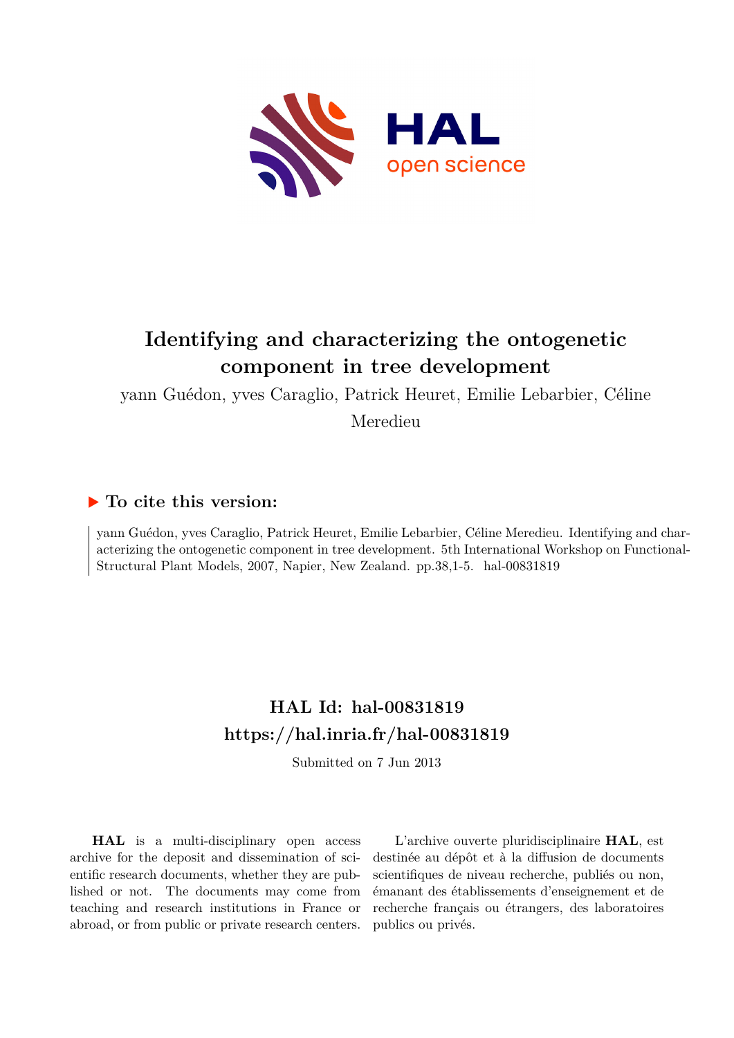# Identifying and characterizing the ontogenetic component in tree development

yann Guédon, yves Caraglio, Patrick Heuret, Emilie Lebarbier, Céline Meredieu

## ▶ To cite this version:

yann Guédon, yves Caraglio, Patrick Heuret, Emilie Lebarbier, Céline Meredieu. Identifying and characterizing the ontogenetic component in tree development. 5th International Workshop on Functional-Structural Plant Models, 2007, Napier, New Zealand. pp.38,1-5. hal-00831819

## HAL Id: hal-00831819
## https://hal.inria.fr/hal-00831819

Submitted on 7 Jun 2013

**HAL** is a multi-disciplinary open access archive for the deposit and dissemination of scientific research documents, whether they are published or not. The documents may come from teaching and research institutions in France or abroad, or from public or private research centers.

L'archive ouverte pluridisciplinaire **HAL**, est destinée au dépôt et à la diffusion de documents scientifiques de niveau recherche, publiés ou non, émanant des établissements d'enseignement et de recherche français ou étrangers, des laboratoires publics ou privés.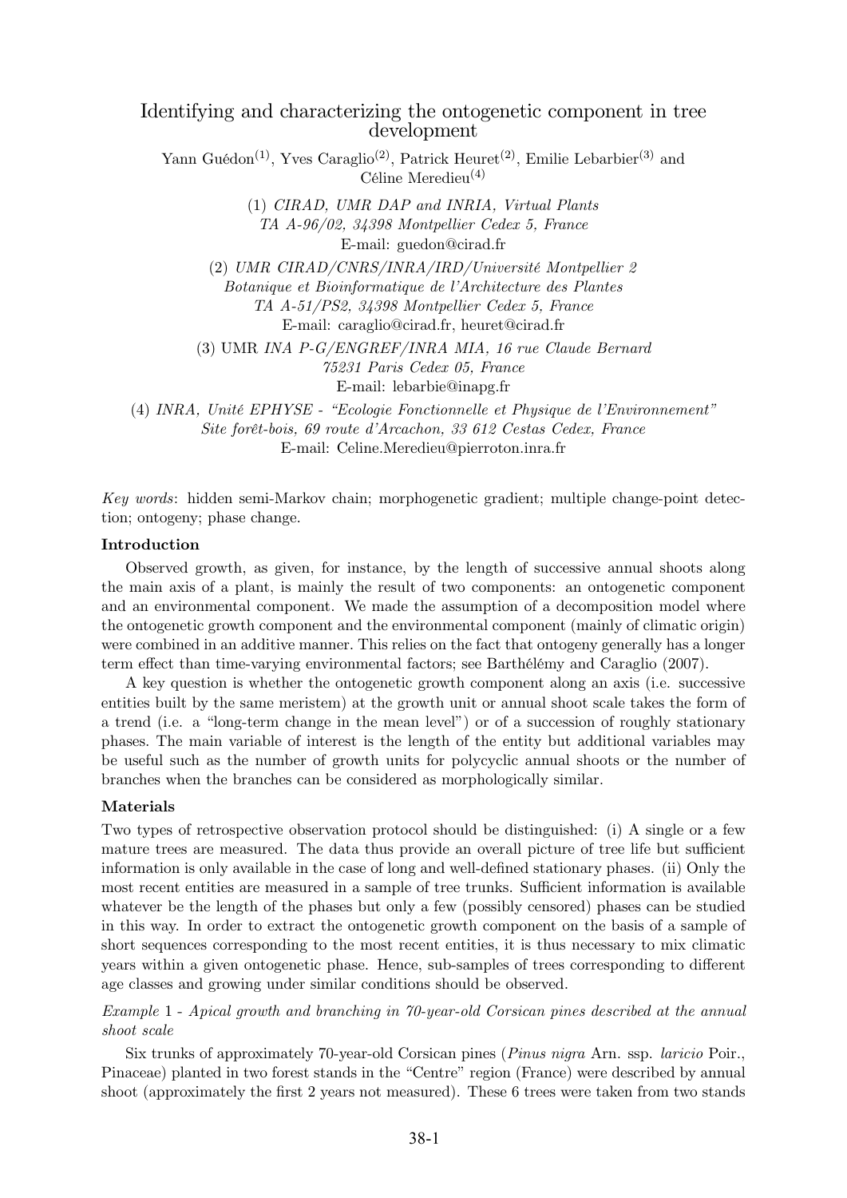# Identifying and characterizing the ontogenetic component in tree development

Yann Guédon[(1)], Yves Caraglio[(2)], Patrick Heuret[(2)], Emilie Lebarbier[(3)] and Céline Meredieu[(4)]

(1) *CIRAD, UMR DAP and INRIA, Virtual Plants*
*TA A-96/02, 34398 Montpellier Cedex 5, France*
E-mail: guedon@cirad.fr

(2) *UMR CIRAD/CNRS/INRA/IRD/Université Montpellier 2*
*Botanique et Bioinformatique de l'Architecture des Plantes*
*TA A-51/PS2, 34398 Montpellier Cedex 5, France*
E-mail: caraglio@cirad.fr, heuret@cirad.fr

(3) UMR *INA P-G/ENGREF/INRA MIA, 16 rue Claude Bernard*
*75231 Paris Cedex 05, France*
E-mail: lebarbie@inapg.fr

(4) *INRA, Unité EPHYSE - "Ecologie Fonctionnelle et Physique de l'Environnement"*
*Site forêt-bois, 69 route d'Arcachon, 33 612 Cestas Cedex, France*
E-mail: Celine.Meredieu@pierroton.inra.fr

*Key words*: hidden semi-Markov chain; morphogenetic gradient; multiple change-point detection; ontogeny; phase change.

### Introduction

Observed growth, as given, for instance, by the length of successive annual shoots along the main axis of a plant, is mainly the result of two components: an ontogenetic component and an environmental component. We made the assumption of a decomposition model where the ontogenetic growth component and the environmental component (mainly of climatic origin) were combined in an additive manner. This relies on the fact that ontogeny generally has a longer term effect than time-varying environmental factors; see Barthélémy and Caraglio (2007).

A key question is whether the ontogenetic growth component along an axis (i.e. successive entities built by the same meristem) at the growth unit or annual shoot scale takes the form of a trend (i.e. a "long-term change in the mean level") or of a succession of roughly stationary phases. The main variable of interest is the length of the entity but additional variables may be useful such as the number of growth units for polycyclic annual shoots or the number of branches when the branches can be considered as morphologically similar.

### Materials

Two types of retrospective observation protocol should be distinguished: (i) A single or a few mature trees are measured. The data thus provide an overall picture of tree life but sufficient information is only available in the case of long and well-defined stationary phases. (ii) Only the most recent entities are measured in a sample of tree trunks. Sufficient information is available whatever be the length of the phases but only a few (possibly censored) phases can be studied in this way. In order to extract the ontogenetic growth component on the basis of a sample of short sequences corresponding to the most recent entities, it is thus necessary to mix climatic years within a given ontogenetic phase. Hence, sub-samples of trees corresponding to different age classes and growing under similar conditions should be observed.

*Example* 1 - *Apical growth and branching in 70-year-old Corsican pines described at the annual shoot scale*

Six trunks of approximately 70-year-old Corsican pines (*Pinus nigra* Arn. ssp. *laricio* Poir., Pinaceae) planted in two forest stands in the "Centre" region (France) were described by annual shoot (approximately the first 2 years not measured). These 6 trees were taken from two stands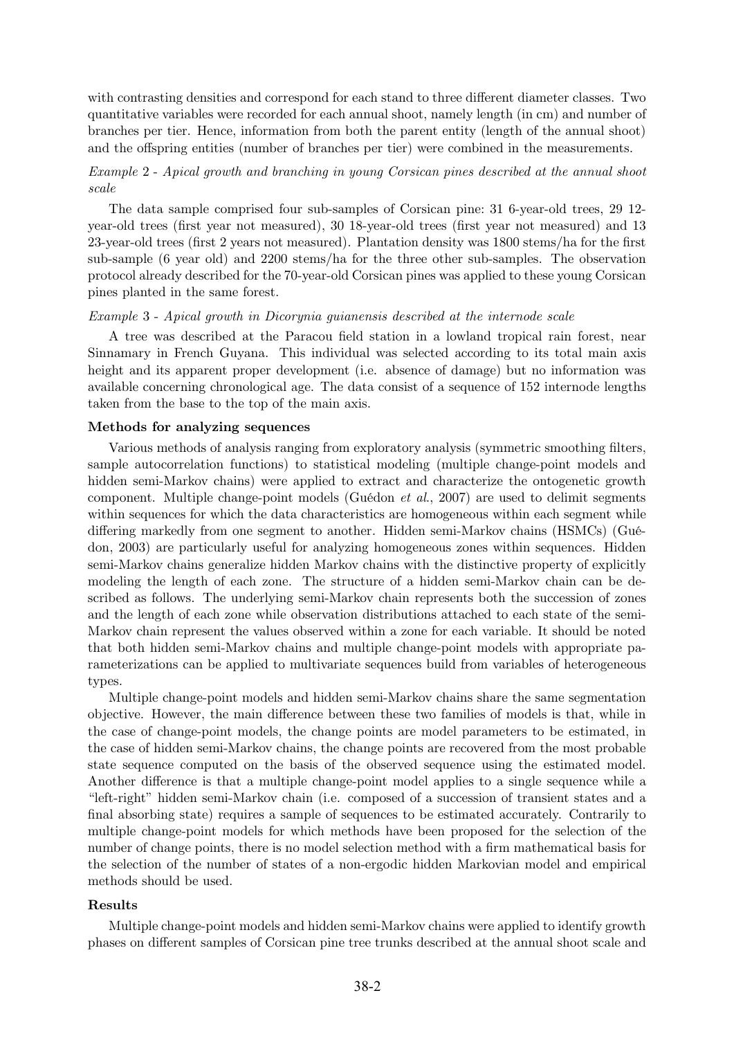with contrasting densities and correspond for each stand to three different diameter classes. Two quantitative variables were recorded for each annual shoot, namely length (in cm) and number of branches per tier. Hence, information from both the parent entity (length of the annual shoot) and the offspring entities (number of branches per tier) were combined in the measurements.

*Example 2 - Apical growth and branching in young Corsican pines described at the annual shoot scale*

The data sample comprised four sub-samples of Corsican pine: 31 6-year-old trees, 29 12-year-old trees (first year not measured), 30 18-year-old trees (first year not measured) and 13 23-year-old trees (first 2 years not measured). Plantation density was 1800 stems/ha for the first sub-sample (6 year old) and 2200 stems/ha for the three other sub-samples. The observation protocol already described for the 70-year-old Corsican pines was applied to these young Corsican pines planted in the same forest.

*Example 3 - Apical growth in Dicorynia guianensis described at the internode scale*

A tree was described at the Paracou field station in a lowland tropical rain forest, near Sinnamary in French Guyana. This individual was selected according to its total main axis height and its apparent proper development (i.e. absence of damage) but no information was available concerning chronological age. The data consist of a sequence of 152 internode lengths taken from the base to the top of the main axis.

**Methods for analyzing sequences**

Various methods of analysis ranging from exploratory analysis (symmetric smoothing filters, sample autocorrelation functions) to statistical modeling (multiple change-point models and hidden semi-Markov chains) were applied to extract and characterize the ontogenetic growth component. Multiple change-point models (Guédon *et al.*, 2007) are used to delimit segments within sequences for which the data characteristics are homogeneous within each segment while differing markedly from one segment to another. Hidden semi-Markov chains (HSMCs) (Guédon, 2003) are particularly useful for analyzing homogeneous zones within sequences. Hidden semi-Markov chains generalize hidden Markov chains with the distinctive property of explicitly modeling the length of each zone. The structure of a hidden semi-Markov chain can be described as follows. The underlying semi-Markov chain represents both the succession of zones and the length of each zone while observation distributions attached to each state of the semi-Markov chain represent the values observed within a zone for each variable. It should be noted that both hidden semi-Markov chains and multiple change-point models with appropriate parameterizations can be applied to multivariate sequences build from variables of heterogeneous types.

Multiple change-point models and hidden semi-Markov chains share the same segmentation objective. However, the main difference between these two families of models is that, while in the case of change-point models, the change points are model parameters to be estimated, in the case of hidden semi-Markov chains, the change points are recovered from the most probable state sequence computed on the basis of the observed sequence using the estimated model. Another difference is that a multiple change-point model applies to a single sequence while a "left-right" hidden semi-Markov chain (i.e. composed of a succession of transient states and a final absorbing state) requires a sample of sequences to be estimated accurately. Contrarily to multiple change-point models for which methods have been proposed for the selection of the number of change points, there is no model selection method with a firm mathematical basis for the selection of the number of states of a non-ergodic hidden Markovian model and empirical methods should be used.

**Results**

Multiple change-point models and hidden semi-Markov chains were applied to identify growth phases on different samples of Corsican pine tree trunks described at the annual shoot scale and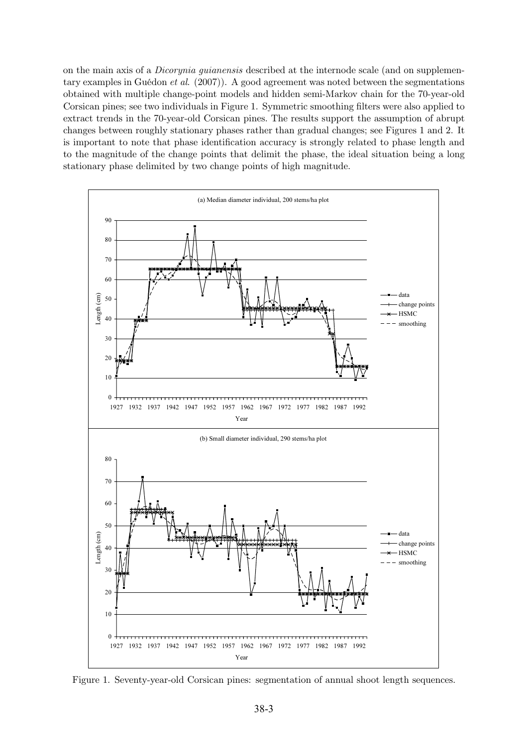on the main axis of a *Dicorynia guianensis* described at the internode scale (and on supplementary examples in Guédon *et al.* (2007)). A good agreement was noted between the segmentations obtained with multiple change-point models and hidden semi-Markov chain for the 70-year-old Corsican pines; see two individuals in Figure 1. Symmetric smoothing filters were also applied to extract trends in the 70-year-old Corsican pines. The results support the assumption of abrupt changes between roughly stationary phases rather than gradual changes; see Figures 1 and 2. It is important to note that phase identification accuracy is strongly related to phase length and to the magnitude of the change points that delimit the phase, the ideal situation being a long stationary phase delimited by two change points of high magnitude.

(a) Median diameter individual, 200 stems/ha plot

Length (cm)

0
10
20
30
40
50
60
70
80
90

1927 1932 1937 1942 1947 1952 1957 1962 1967 1972 1977 1982 1987 1992

Year

data
change points
HSMC
smoothing

(b) Small diameter individual, 290 stems/ha plot

Length (cm)

0
10
20
30
40
50
60
70
80

1927 1932 1937 1942 1947 1952 1957 1962 1967 1972 1977 1982 1987 1992

Year

data
change points
HSMC
smoothing

Figure 1. Seventy-year-old Corsican pines: segmentation of annual shoot length sequences.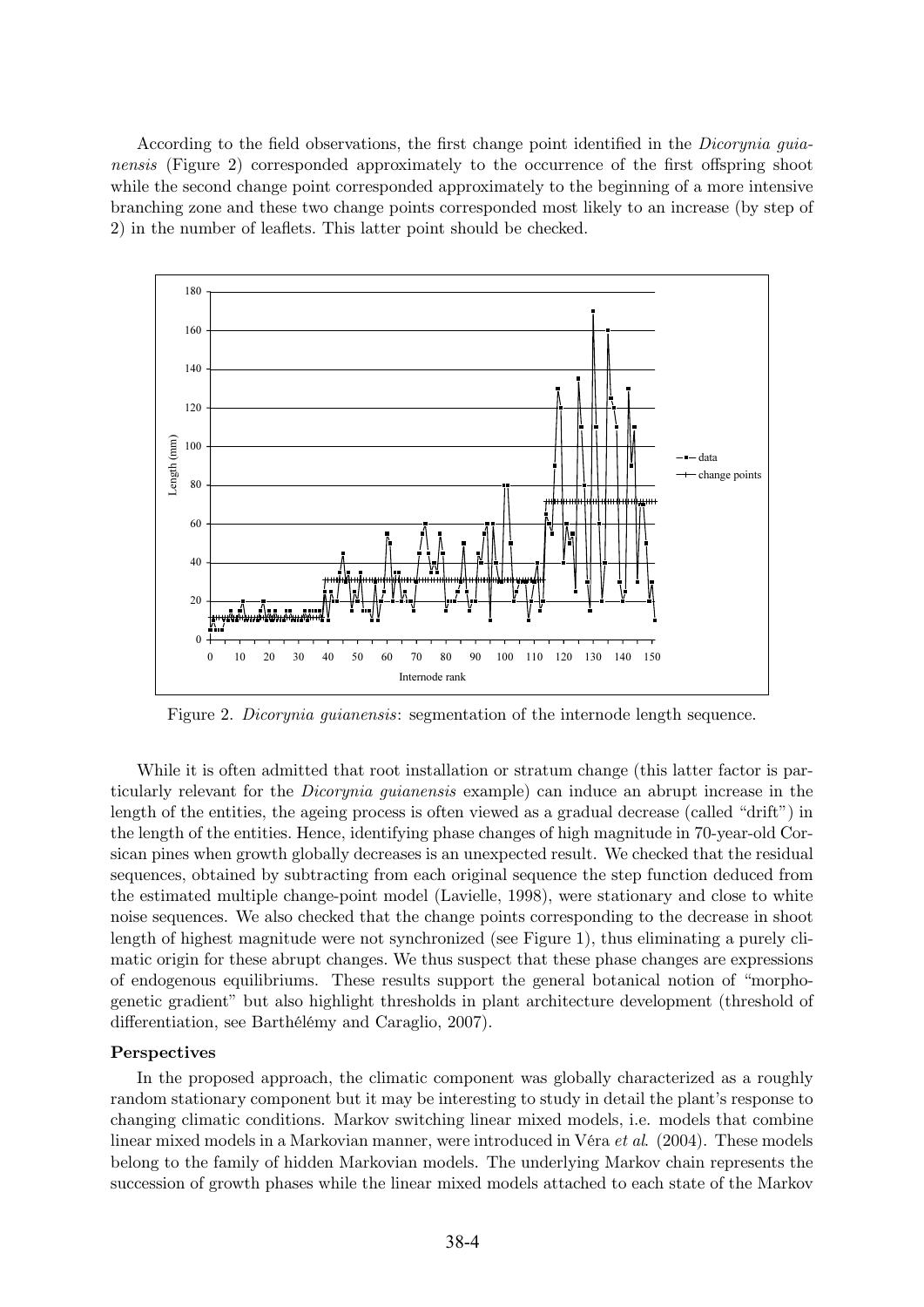According to the field observations, the first change point identified in the *Dicorynia guianensis* (Figure 2) corresponded approximately to the occurrence of the first offspring shoot while the second change point corresponded approximately to the beginning of a more intensive branching zone and these two change points corresponded most likely to an increase (by step of 2) in the number of leaflets. This latter point should be checked.

180
160
140
120
100
80
60
40
20
0

Length (mm)

0 10 20 30 40 50 60 70 80 90 100 110 120 130 140 150

Internode rank

data
change points

Figure 2. *Dicorynia guianensis*: segmentation of the internode length sequence.

While it is often admitted that root installation or stratum change (this latter factor is particularly relevant for the *Dicorynia guianensis* example) can induce an abrupt increase in the length of the entities, the ageing process is often viewed as a gradual decrease (called "drift") in the length of the entities. Hence, identifying phase changes of high magnitude in 70-year-old Corsican pines when growth globally decreases is an unexpected result. We checked that the residual sequences, obtained by subtracting from each original sequence the step function deduced from the estimated multiple change-point model (Lavielle, 1998), were stationary and close to white noise sequences. We also checked that the change points corresponding to the decrease in shoot length of highest magnitude were not synchronized (see Figure 1), thus eliminating a purely climatic origin for these abrupt changes. We thus suspect that these phase changes are expressions of endogenous equilibriums. These results support the general botanical notion of "morphogenetic gradient" but also highlight thresholds in plant architecture development (threshold of differentiation, see Barthélémy and Caraglio, 2007).

**Perspectives**

In the proposed approach, the climatic component was globally characterized as a roughly random stationary component but it may be interesting to study in detail the plant's response to changing climatic conditions. Markov switching linear mixed models, i.e. models that combine linear mixed models in a Markovian manner, were introduced in Véra *et al*. (2004). These models belong to the family of hidden Markovian models. The underlying Markov chain represents the succession of growth phases while the linear mixed models attached to each state of the Markov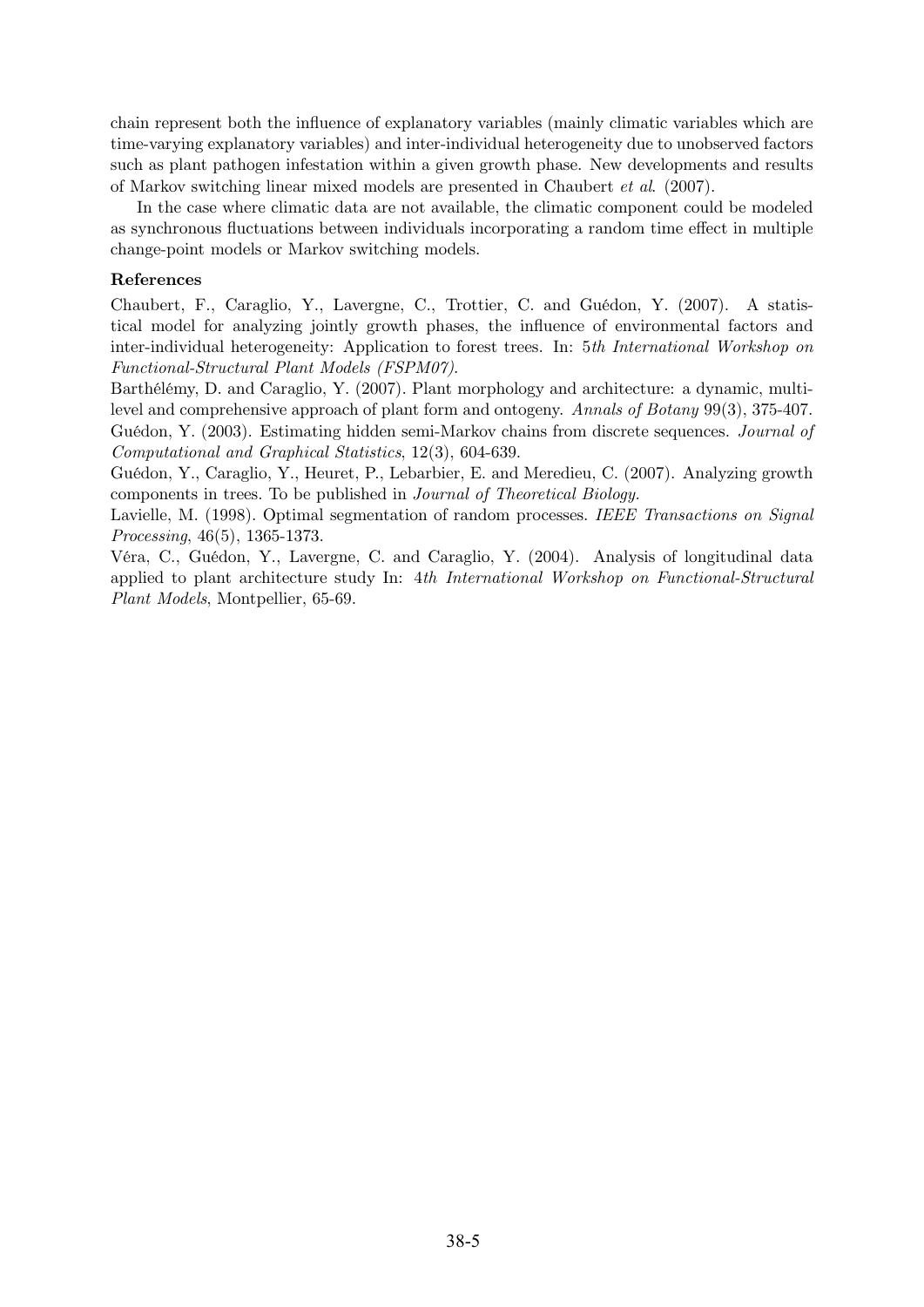chain represent both the influence of explanatory variables (mainly climatic variables which are time-varying explanatory variables) and inter-individual heterogeneity due to unobserved factors such as plant pathogen infestation within a given growth phase. New developments and results of Markov switching linear mixed models are presented in Chaubert *et al*. (2007).

In the case where climatic data are not available, the climatic component could be modeled as synchronous fluctuations between individuals incorporating a random time effect in multiple change-point models or Markov switching models.

**References**

Chaubert, F., Caraglio, Y., Lavergne, C., Trottier, C. and Guédon, Y. (2007). A statistical model for analyzing jointly growth phases, the influence of environmental factors and inter-individual heterogeneity: Application to forest trees. In: *5th International Workshop on Functional-Structural Plant Models (FSPM07)*.

Barthélémy, D. and Caraglio, Y. (2007). Plant morphology and architecture: a dynamic, multilevel and comprehensive approach of plant form and ontogeny. *Annals of Botany* 99(3), 375-407.

Guédon, Y. (2003). Estimating hidden semi-Markov chains from discrete sequences. *Journal of Computational and Graphical Statistics*, 12(3), 604-639.

Guédon, Y., Caraglio, Y., Heuret, P., Lebarbier, E. and Meredieu, C. (2007). Analyzing growth components in trees. To be published in *Journal of Theoretical Biology.*

Lavielle, M. (1998). Optimal segmentation of random processes. *IEEE Transactions on Signal Processing*, 46(5), 1365-1373.

Véra, C., Guédon, Y., Lavergne, C. and Caraglio, Y. (2004). Analysis of longitudinal data applied to plant architecture study In: *4th International Workshop on Functional-Structural Plant Models*, Montpellier, 65-69.